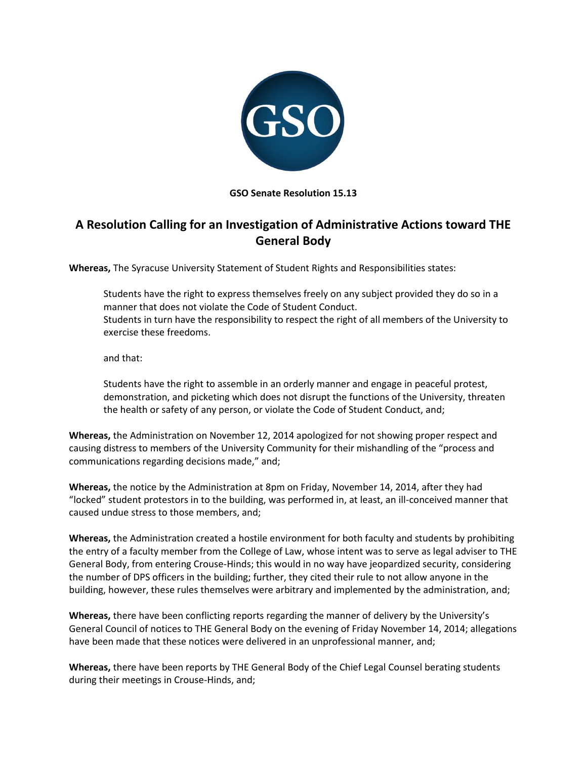**GSO Senate Resolution 15.13**

# A Resolution Calling for an Investigation of Administrative Actions toward THE General Body

**Whereas,** The Syracuse University Statement of Student Rights and Responsibilities states:

> Students have the right to express themselves freely on any subject provided they do so in a manner that does not violate the Code of Student Conduct.
> Students in turn have the responsibility to respect the right of all members of the University to exercise these freedoms.
>
> and that:
>
> Students have the right to assemble in an orderly manner and engage in peaceful protest, demonstration, and picketing which does not disrupt the functions of the University, threaten the health or safety of any person, or violate the Code of Student Conduct, and;

**Whereas,** the Administration on November 12, 2014 apologized for not showing proper respect and causing distress to members of the University Community for their mishandling of the "process and communications regarding decisions made," and;

**Whereas,** the notice by the Administration at 8pm on Friday, November 14, 2014, after they had "locked" student protestors in to the building, was performed in, at least, an ill-conceived manner that caused undue stress to those members, and;

**Whereas,** the Administration created a hostile environment for both faculty and students by prohibiting the entry of a faculty member from the College of Law, whose intent was to serve as legal adviser to THE General Body, from entering Crouse-Hinds; this would in no way have jeopardized security, considering the number of DPS officers in the building; further, they cited their rule to not allow anyone in the building, however, these rules themselves were arbitrary and implemented by the administration, and;

**Whereas,** there have been conflicting reports regarding the manner of delivery by the University's General Council of notices to THE General Body on the evening of Friday November 14, 2014; allegations have been made that these notices were delivered in an unprofessional manner, and;

**Whereas,** there have been reports by THE General Body of the Chief Legal Counsel berating students during their meetings in Crouse-Hinds, and;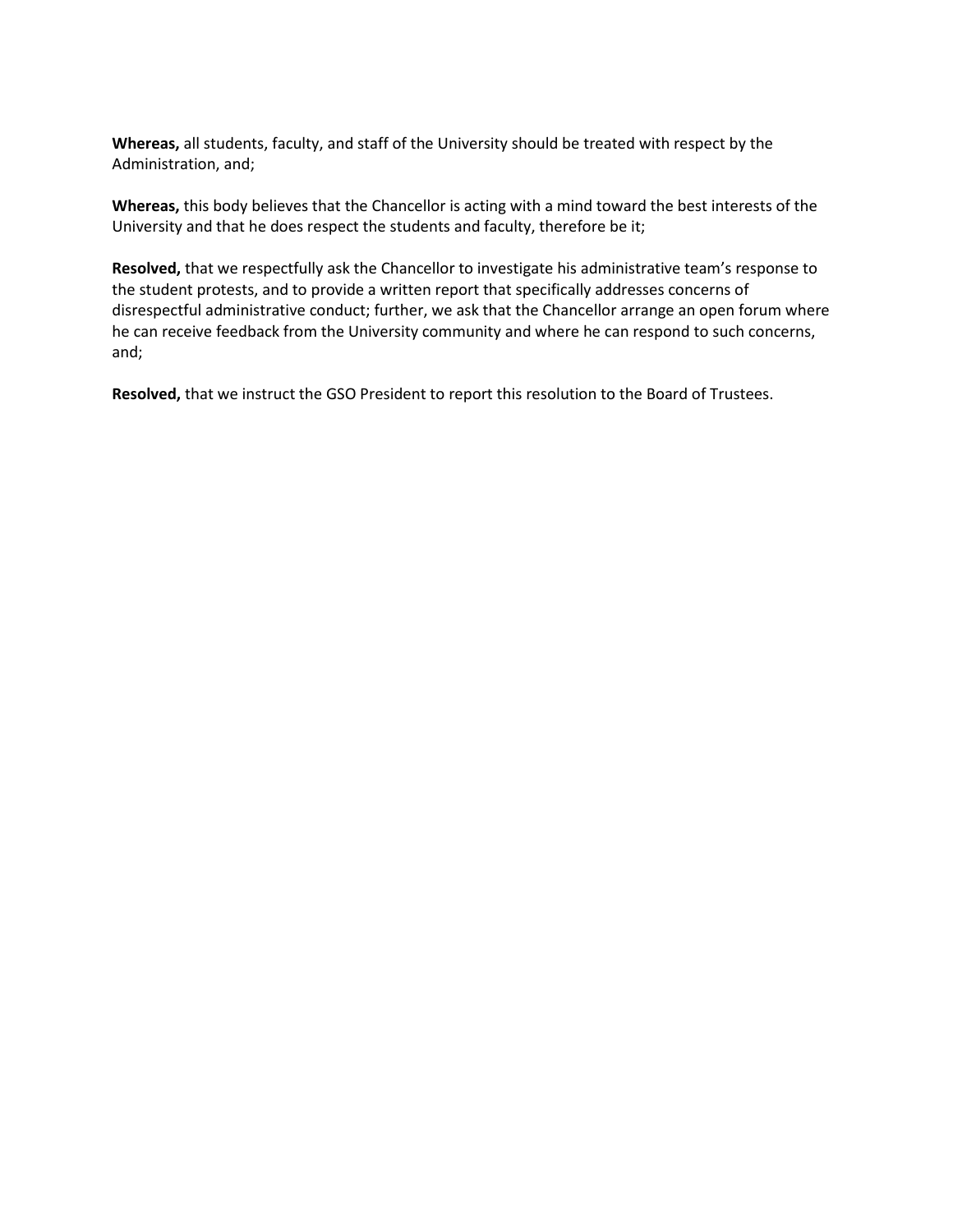**Whereas,** all students, faculty, and staff of the University should be treated with respect by the Administration, and;

**Whereas,** this body believes that the Chancellor is acting with a mind toward the best interests of the University and that he does respect the students and faculty, therefore be it;

**Resolved,** that we respectfully ask the Chancellor to investigate his administrative team's response to the student protests, and to provide a written report that specifically addresses concerns of disrespectful administrative conduct; further, we ask that the Chancellor arrange an open forum where he can receive feedback from the University community and where he can respond to such concerns, and;

**Resolved,** that we instruct the GSO President to report this resolution to the Board of Trustees.